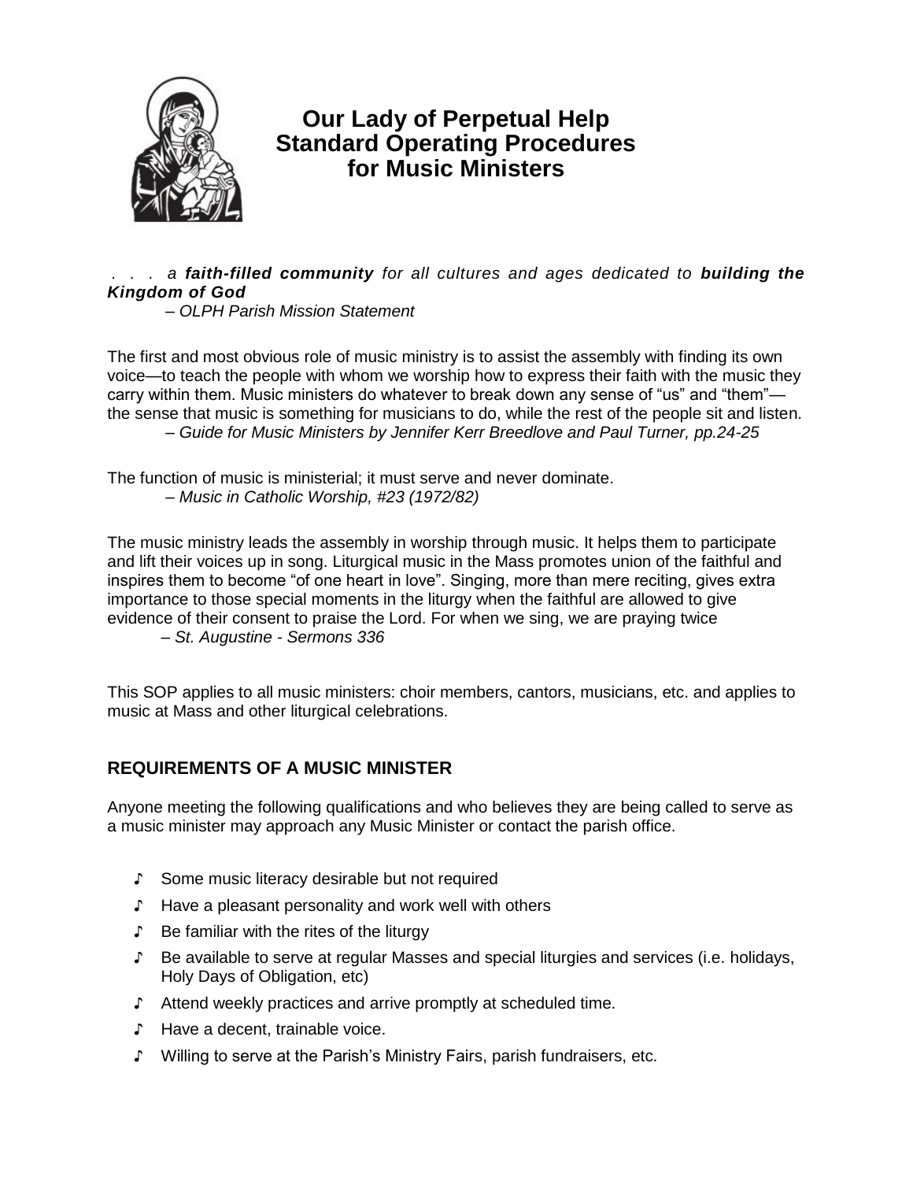# Our Lady of Perpetual Help Standard Operating Procedures for Music Ministers

*. . . a **faith-filled community** for all cultures and ages dedicated to **building the Kingdom of God***

*– OLPH Parish Mission Statement*

The first and most obvious role of music ministry is to assist the assembly with finding its own voice—to teach the people with whom we worship how to express their faith with the music they carry within them. Music ministers do whatever to break down any sense of "us" and "them"—the sense that music is something for musicians to do, while the rest of the people sit and listen.

*– Guide for Music Ministers by Jennifer Kerr Breedlove and Paul Turner, pp.24-25*

The function of music is ministerial; it must serve and never dominate.

*– Music in Catholic Worship, #23 (1972/82)*

The music ministry leads the assembly in worship through music. It helps them to participate and lift their voices up in song. Liturgical music in the Mass promotes union of the faithful and inspires them to become "of one heart in love". Singing, more than mere reciting, gives extra importance to those special moments in the liturgy when the faithful are allowed to give evidence of their consent to praise the Lord. For when we sing, we are praying twice

*– St. Augustine - Sermons 336*

This SOP applies to all music ministers: choir members, cantors, musicians, etc. and applies to music at Mass and other liturgical celebrations.

## REQUIREMENTS OF A MUSIC MINISTER

Anyone meeting the following qualifications and who believes they are being called to serve as a music minister may approach any Music Minister or contact the parish office.

- Some music literacy desirable but not required
- Have a pleasant personality and work well with others
- Be familiar with the rites of the liturgy
- Be available to serve at regular Masses and special liturgies and services (i.e. holidays, Holy Days of Obligation, etc)
- Attend weekly practices and arrive promptly at scheduled time.
- Have a decent, trainable voice.
- Willing to serve at the Parish's Ministry Fairs, parish fundraisers, etc.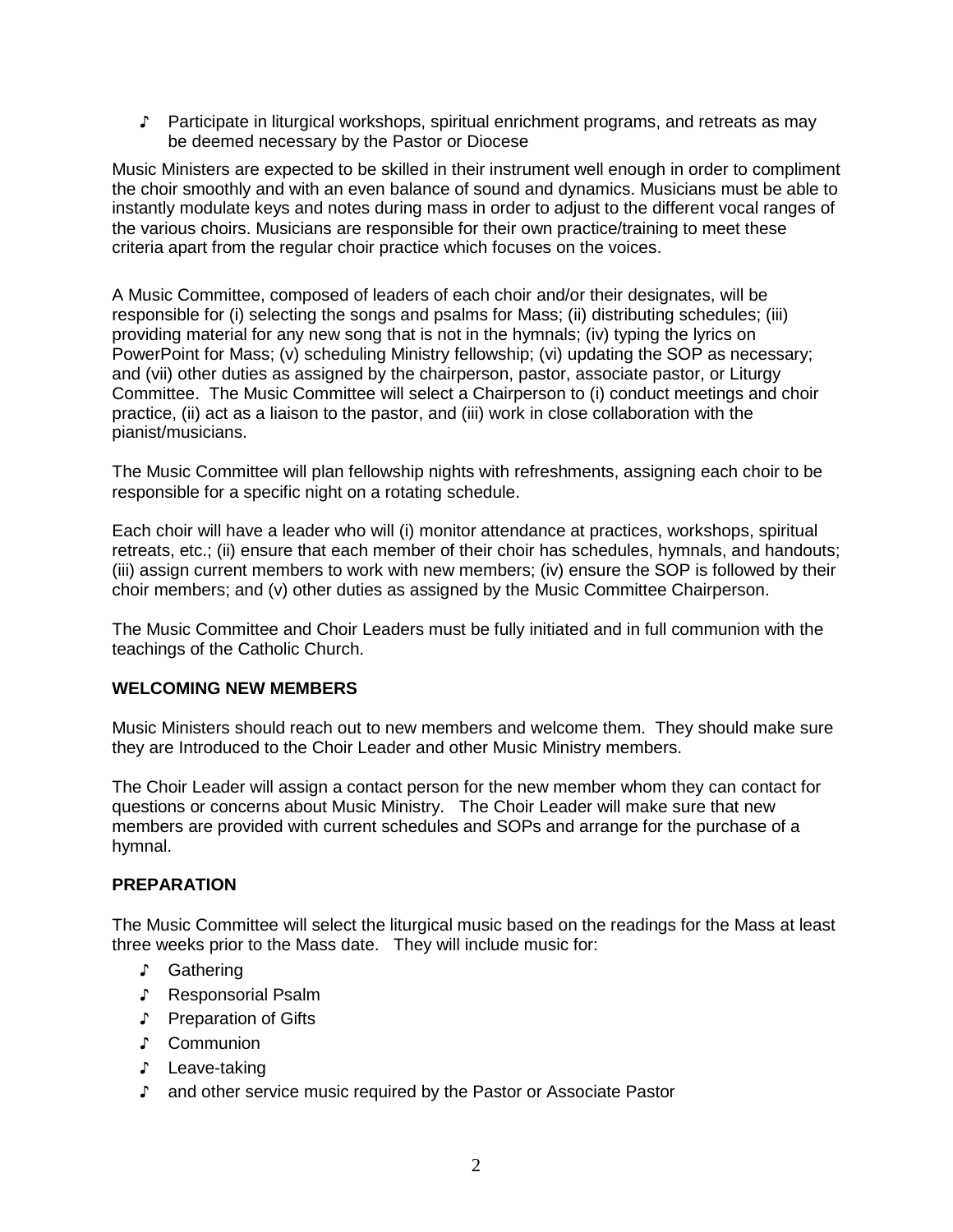- Participate in liturgical workshops, spiritual enrichment programs, and retreats as may be deemed necessary by the Pastor or Diocese

Music Ministers are expected to be skilled in their instrument well enough in order to compliment the choir smoothly and with an even balance of sound and dynamics. Musicians must be able to instantly modulate keys and notes during mass in order to adjust to the different vocal ranges of the various choirs. Musicians are responsible for their own practice/training to meet these criteria apart from the regular choir practice which focuses on the voices.

A Music Committee, composed of leaders of each choir and/or their designates, will be responsible for (i) selecting the songs and psalms for Mass; (ii) distributing schedules; (iii) providing material for any new song that is not in the hymnals; (iv) typing the lyrics on PowerPoint for Mass; (v) scheduling Ministry fellowship; (vi) updating the SOP as necessary; and (vii) other duties as assigned by the chairperson, pastor, associate pastor, or Liturgy Committee. The Music Committee will select a Chairperson to (i) conduct meetings and choir practice, (ii) act as a liaison to the pastor, and (iii) work in close collaboration with the pianist/musicians.

The Music Committee will plan fellowship nights with refreshments, assigning each choir to be responsible for a specific night on a rotating schedule.

Each choir will have a leader who will (i) monitor attendance at practices, workshops, spiritual retreats, etc.; (ii) ensure that each member of their choir has schedules, hymnals, and handouts; (iii) assign current members to work with new members; (iv) ensure the SOP is followed by their choir members; and (v) other duties as assigned by the Music Committee Chairperson.

The Music Committee and Choir Leaders must be fully initiated and in full communion with the teachings of the Catholic Church.

**WELCOMING NEW MEMBERS**

Music Ministers should reach out to new members and welcome them. They should make sure they are Introduced to the Choir Leader and other Music Ministry members.

The Choir Leader will assign a contact person for the new member whom they can contact for questions or concerns about Music Ministry. The Choir Leader will make sure that new members are provided with current schedules and SOPs and arrange for the purchase of a hymnal.

**PREPARATION**

The Music Committee will select the liturgical music based on the readings for the Mass at least three weeks prior to the Mass date. They will include music for:

- Gathering
- Responsorial Psalm
- Preparation of Gifts
- Communion
- Leave-taking
- and other service music required by the Pastor or Associate Pastor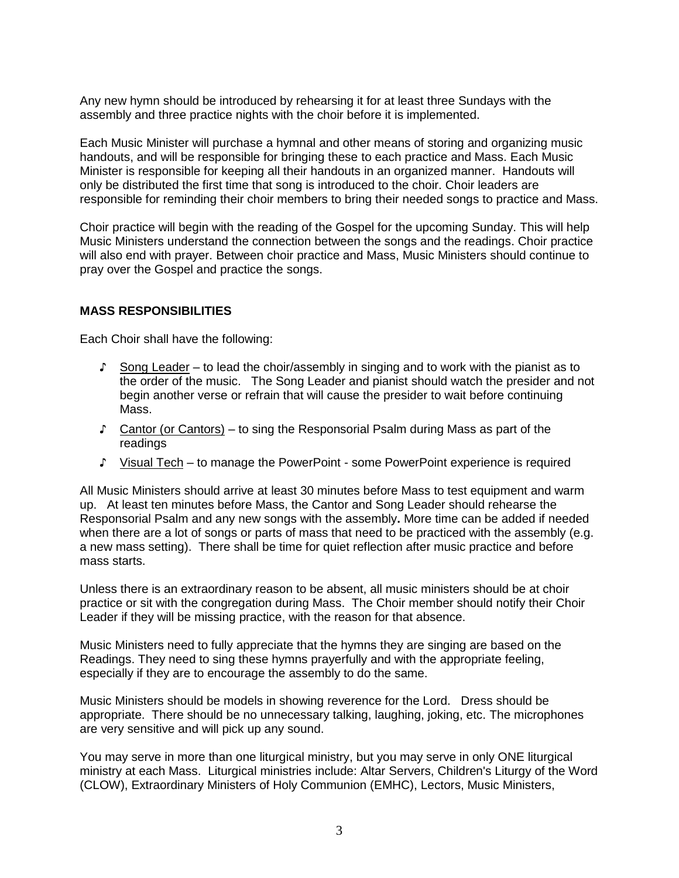Any new hymn should be introduced by rehearsing it for at least three Sundays with the assembly and three practice nights with the choir before it is implemented.

Each Music Minister will purchase a hymnal and other means of storing and organizing music handouts, and will be responsible for bringing these to each practice and Mass. Each Music Minister is responsible for keeping all their handouts in an organized manner. Handouts will only be distributed the first time that song is introduced to the choir. Choir leaders are responsible for reminding their choir members to bring their needed songs to practice and Mass.

Choir practice will begin with the reading of the Gospel for the upcoming Sunday. This will help Music Ministers understand the connection between the songs and the readings. Choir practice will also end with prayer. Between choir practice and Mass, Music Ministers should continue to pray over the Gospel and practice the songs.

**MASS RESPONSIBILITIES**

Each Choir shall have the following:

- Song Leader – to lead the choir/assembly in singing and to work with the pianist as to the order of the music. The Song Leader and pianist should watch the presider and not begin another verse or refrain that will cause the presider to wait before continuing Mass.
- Cantor (or Cantors) – to sing the Responsorial Psalm during Mass as part of the readings
- Visual Tech – to manage the PowerPoint - some PowerPoint experience is required

All Music Ministers should arrive at least 30 minutes before Mass to test equipment and warm up. At least ten minutes before Mass, the Cantor and Song Leader should rehearse the Responsorial Psalm and any new songs with the assembly**.** More time can be added if needed when there are a lot of songs or parts of mass that need to be practiced with the assembly (e.g. a new mass setting). There shall be time for quiet reflection after music practice and before mass starts.

Unless there is an extraordinary reason to be absent, all music ministers should be at choir practice or sit with the congregation during Mass. The Choir member should notify their Choir Leader if they will be missing practice, with the reason for that absence.

Music Ministers need to fully appreciate that the hymns they are singing are based on the Readings. They need to sing these hymns prayerfully and with the appropriate feeling, especially if they are to encourage the assembly to do the same.

Music Ministers should be models in showing reverence for the Lord. Dress should be appropriate. There should be no unnecessary talking, laughing, joking, etc. The microphones are very sensitive and will pick up any sound.

You may serve in more than one liturgical ministry, but you may serve in only ONE liturgical ministry at each Mass. Liturgical ministries include: Altar Servers, Children's Liturgy of the Word (CLOW), Extraordinary Ministers of Holy Communion (EMHC), Lectors, Music Ministers,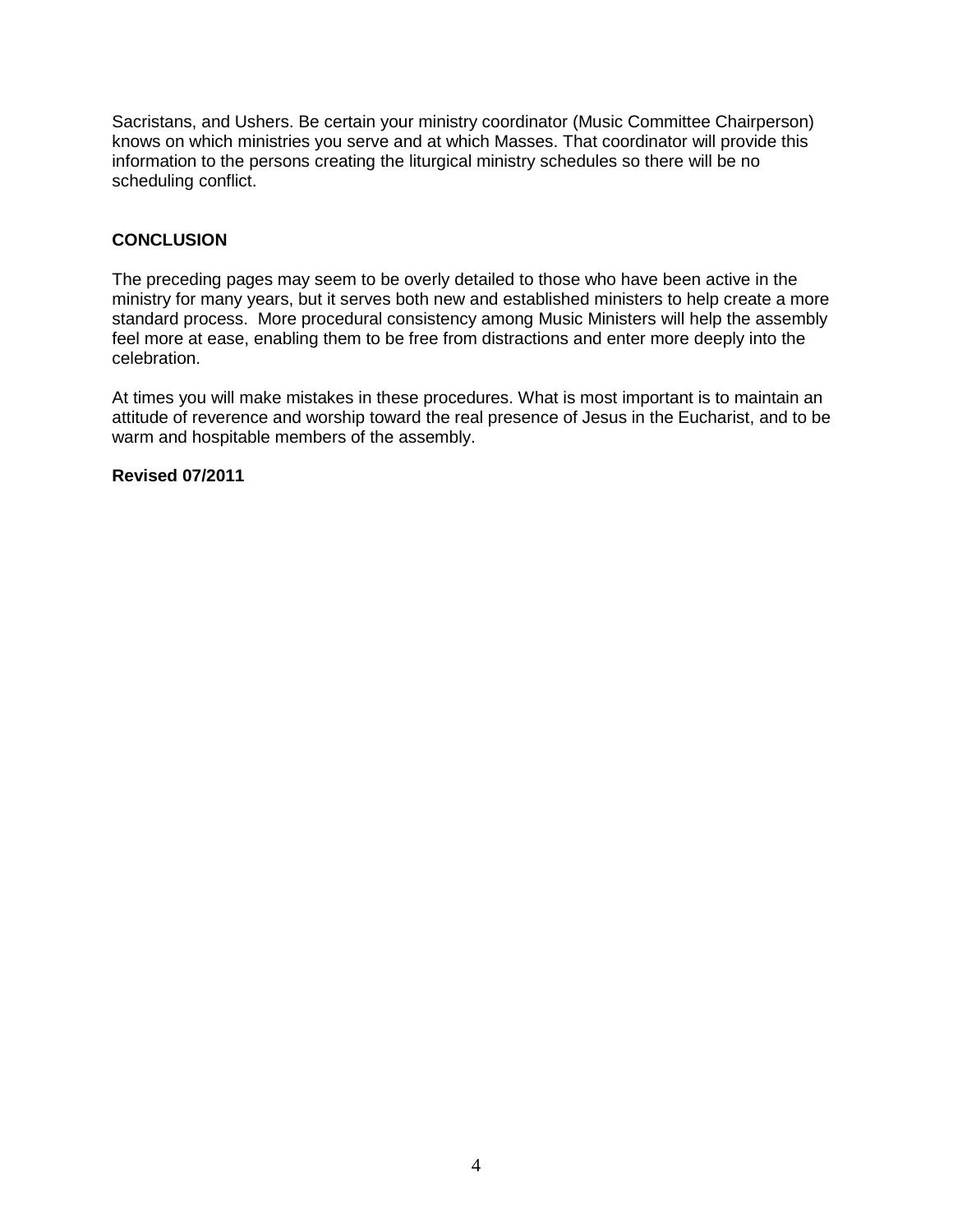Sacristans, and Ushers. Be certain your ministry coordinator (Music Committee Chairperson) knows on which ministries you serve and at which Masses. That coordinator will provide this information to the persons creating the liturgical ministry schedules so there will be no scheduling conflict.

## CONCLUSION

The preceding pages may seem to be overly detailed to those who have been active in the ministry for many years, but it serves both new and established ministers to help create a more standard process. More procedural consistency among Music Ministers will help the assembly feel more at ease, enabling them to be free from distractions and enter more deeply into the celebration.

At times you will make mistakes in these procedures. What is most important is to maintain an attitude of reverence and worship toward the real presence of Jesus in the Eucharist, and to be warm and hospitable members of the assembly.

**Revised 07/2011**